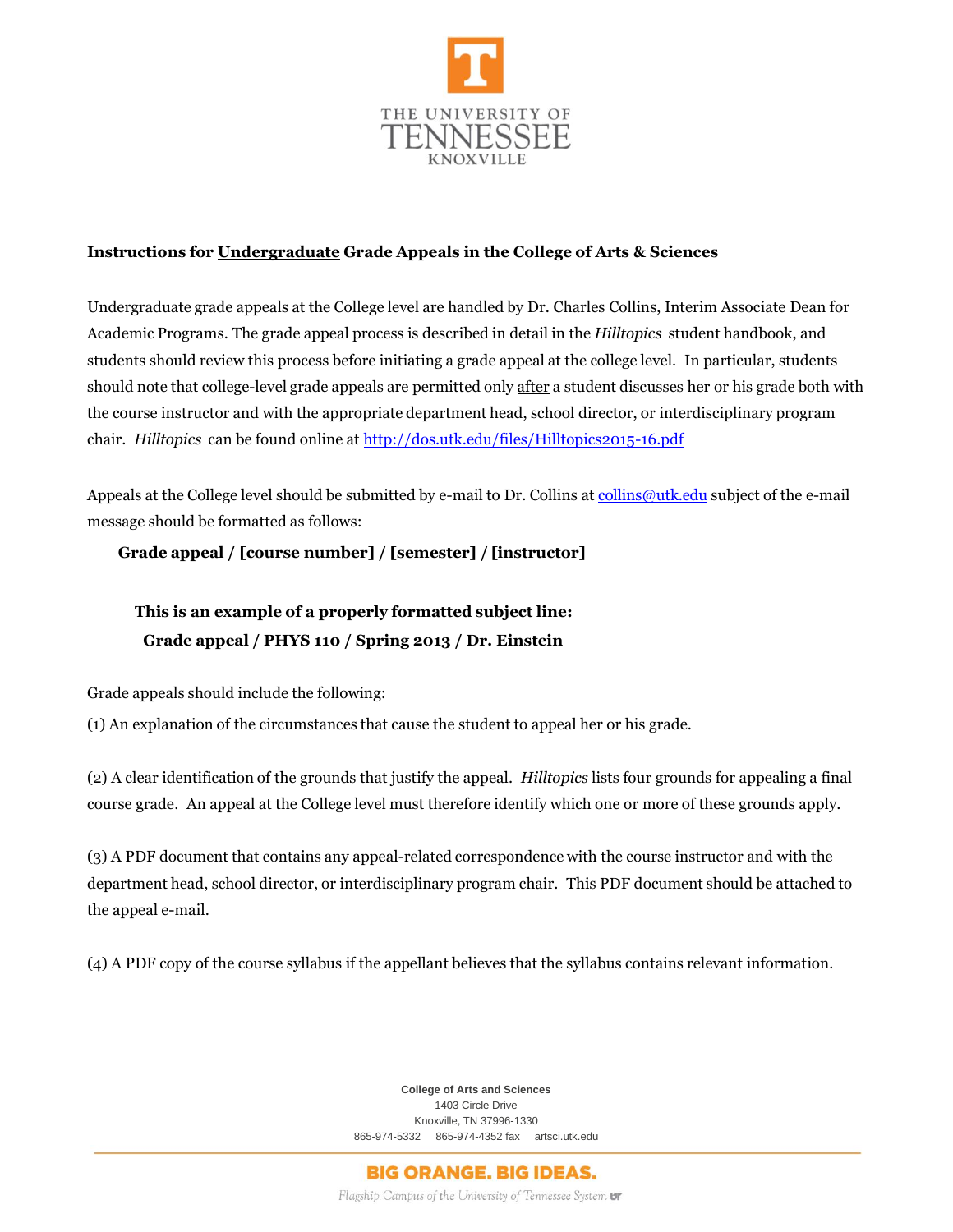THE UNIVERSITY OF TENNESSEE KNOXVILLE

**Instructions for Undergraduate Grade Appeals in the College of Arts & Sciences**

Undergraduate grade appeals at the College level are handled by Dr. Charles Collins, Interim Associate Dean for Academic Programs. The grade appeal process is described in detail in the *Hilltopics* student handbook, and students should review this process before initiating a grade appeal at the college level. In particular, students should note that college-level grade appeals are permitted only after a student discusses her or his grade both with the course instructor and with the appropriate department head, school director, or interdisciplinary program chair. *Hilltopics* can be found online at [http://dos.utk.edu/files/Hilltopics2015-16.pdf](http://dos.utk.edu/files/Hilltopics2015-16.pdf)

Appeals at the College level should be submitted by e-mail to Dr. Collins at [collins@utk.edu](mailto:collins@utk.edu) subject of the e-mail message should be formatted as follows:

**Grade appeal / [course number] / [semester] / [instructor]**

**This is an example of a properly formatted subject line:**
**Grade appeal / PHYS 110 / Spring 2013 / Dr. Einstein**

Grade appeals should include the following:

(1) An explanation of the circumstances that cause the student to appeal her or his grade.

(2) A clear identification of the grounds that justify the appeal. *Hilltopics* lists four grounds for appealing a final course grade. An appeal at the College level must therefore identify which one or more of these grounds apply.

(3) A PDF document that contains any appeal-related correspondence with the course instructor and with the department head, school director, or interdisciplinary program chair. This PDF document should be attached to the appeal e-mail.

(4) A PDF copy of the course syllabus if the appellant believes that the syllabus contains relevant information.

**College of Arts and Sciences**
1403 Circle Drive
Knoxville, TN 37996-1330
865-974-5332 865-974-4352 fax artsci.utk.edu

BIG ORANGE. BIG IDEAS.

*Flagship Campus of the University of Tennessee System*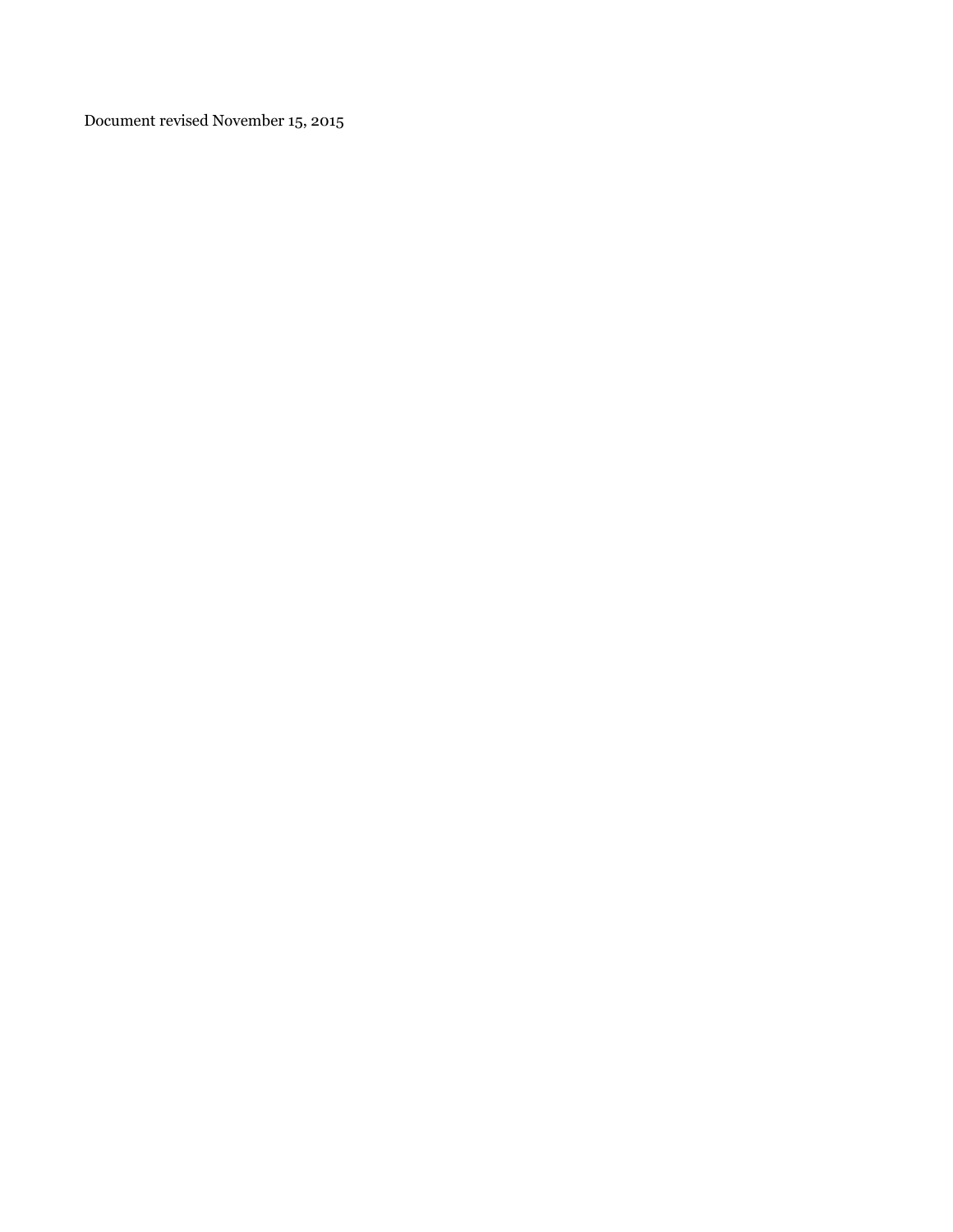Document revised November 15, 2015